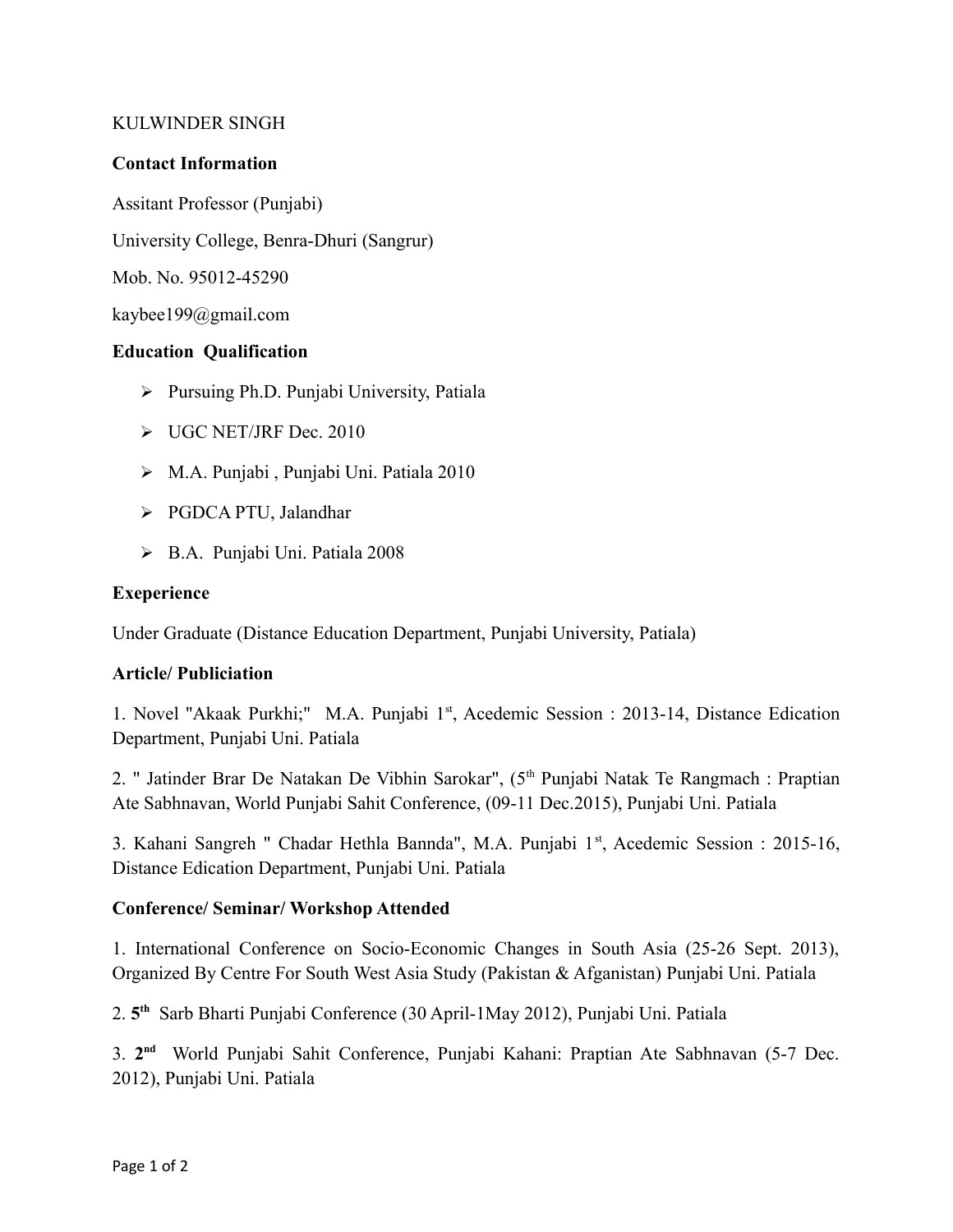KULWINDER SINGH

**Contact Information**

Assitant Professor (Punjabi)

University College, Benra-Dhuri (Sangrur)

Mob. No. 95012-45290

kaybee199@gmail.com

**Education Qualification**

- Pursuing Ph.D. Punjabi University, Patiala
- UGC NET/JRF Dec. 2010
- M.A. Punjabi , Punjabi Uni. Patiala 2010
- PGDCA PTU, Jalandhar
- B.A. Punjabi Uni. Patiala 2008

**Exeperience**

Under Graduate (Distance Education Department, Punjabi University, Patiala)

**Article/ Publiciation**

1. Novel "Akaak Purkhi;" M.A. Punjabi 1st, Acedemic Session : 2013-14, Distance Edication Department, Punjabi Uni. Patiala

2. " Jatinder Brar De Natakan De Vibhin Sarokar", (5th Punjabi Natak Te Rangmach : Praptian Ate Sabhnavan, World Punjabi Sahit Conference, (09-11 Dec.2015), Punjabi Uni. Patiala

3. Kahani Sangreh " Chadar Hethla Bannda", M.A. Punjabi 1st, Acedemic Session : 2015-16, Distance Edication Department, Punjabi Uni. Patiala

**Conference/ Seminar/ Workshop Attended**

1. International Conference on Socio-Economic Changes in South Asia (25-26 Sept. 2013), Organized By Centre For South West Asia Study (Pakistan & Afganistan) Punjabi Uni. Patiala

2. **5th** Sarb Bharti Punjabi Conference (30 April-1May 2012), Punjabi Uni. Patiala

3. **2nd** World Punjabi Sahit Conference, Punjabi Kahani: Praptian Ate Sabhnavan (5-7 Dec. 2012), Punjabi Uni. Patiala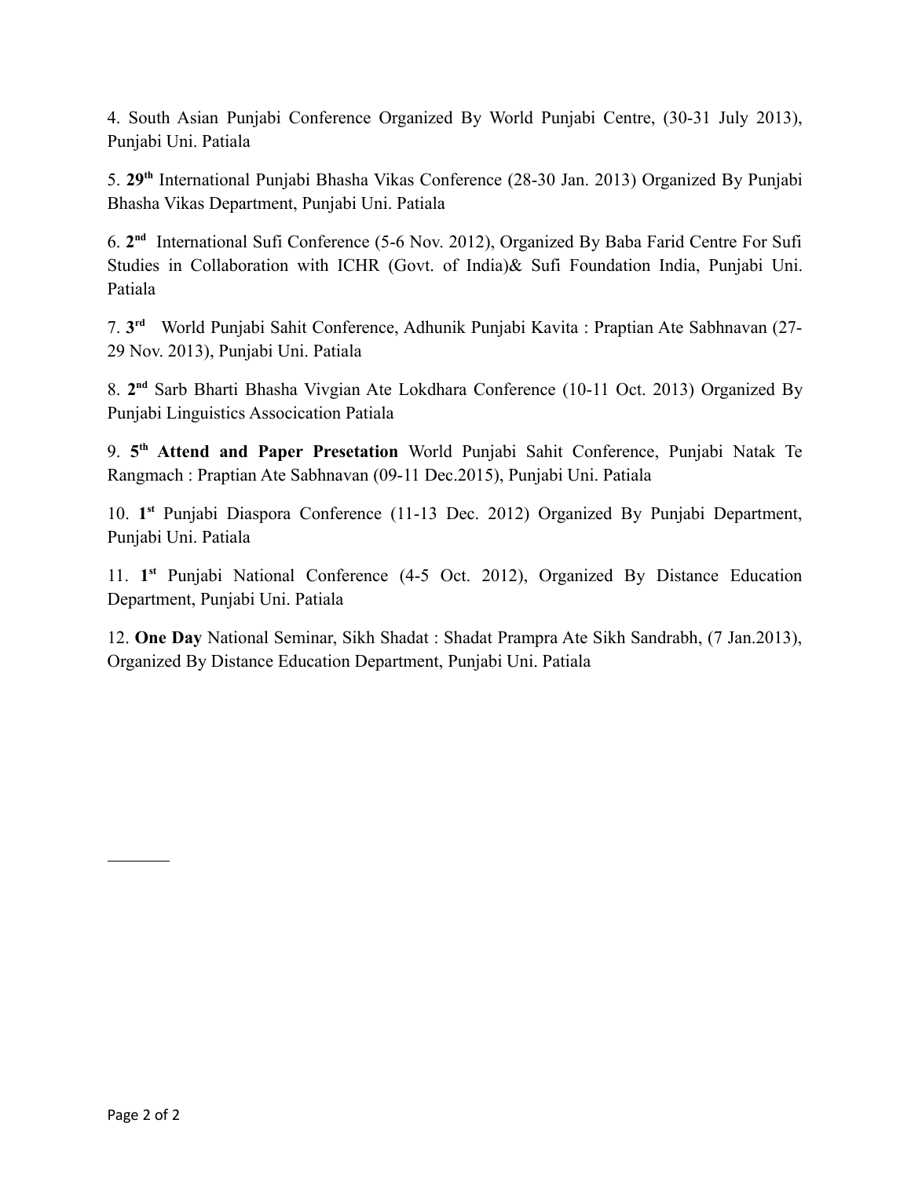4. South Asian Punjabi Conference Organized By World Punjabi Centre, (30-31 July 2013), Punjabi Uni. Patiala

5. **29th** International Punjabi Bhasha Vikas Conference (28-30 Jan. 2013) Organized By Punjabi Bhasha Vikas Department, Punjabi Uni. Patiala

6. **2nd** International Sufi Conference (5-6 Nov. 2012), Organized By Baba Farid Centre For Sufi Studies in Collaboration with ICHR (Govt. of India)& Sufi Foundation India, Punjabi Uni. Patiala

7. **3rd** World Punjabi Sahit Conference, Adhunik Punjabi Kavita : Praptian Ate Sabhnavan (27-29 Nov. 2013), Punjabi Uni. Patiala

8. **2nd** Sarb Bharti Bhasha Vivgian Ate Lokdhara Conference (10-11 Oct. 2013) Organized By Punjabi Linguistics Assocication Patiala

9. **5th Attend and Paper Presetation** World Punjabi Sahit Conference, Punjabi Natak Te Rangmach : Praptian Ate Sabhnavan (09-11 Dec.2015), Punjabi Uni. Patiala

10. **1st** Punjabi Diaspora Conference (11-13 Dec. 2012) Organized By Punjabi Department, Punjabi Uni. Patiala

11. **1st** Punjabi National Conference (4-5 Oct. 2012), Organized By Distance Education Department, Punjabi Uni. Patiala

12. **One Day** National Seminar, Sikh Shadat : Shadat Prampra Ate Sikh Sandrabh, (7 Jan.2013), Organized By Distance Education Department, Punjabi Uni. Patiala